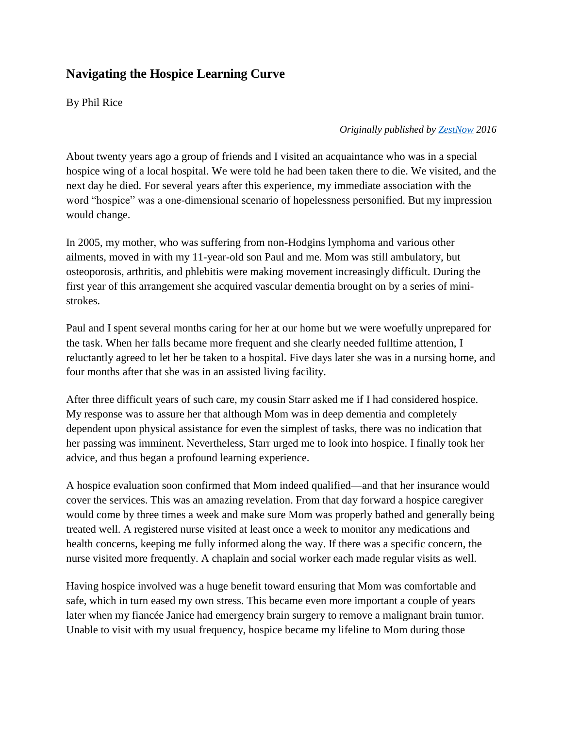# Navigating the Hospice Learning Curve

By Phil Rice

*Originally published by [ZestNow](ZestNow) 2016*

About twenty years ago a group of friends and I visited an acquaintance who was in a special hospice wing of a local hospital. We were told he had been taken there to die. We visited, and the next day he died. For several years after this experience, my immediate association with the word "hospice" was a one-dimensional scenario of hopelessness personified. But my impression would change.

In 2005, my mother, who was suffering from non-Hodgins lymphoma and various other ailments, moved in with my 11-year-old son Paul and me. Mom was still ambulatory, but osteoporosis, arthritis, and phlebitis were making movement increasingly difficult. During the first year of this arrangement she acquired vascular dementia brought on by a series of mini-strokes.

Paul and I spent several months caring for her at our home but we were woefully unprepared for the task. When her falls became more frequent and she clearly needed fulltime attention, I reluctantly agreed to let her be taken to a hospital. Five days later she was in a nursing home, and four months after that she was in an assisted living facility.

After three difficult years of such care, my cousin Starr asked me if I had considered hospice. My response was to assure her that although Mom was in deep dementia and completely dependent upon physical assistance for even the simplest of tasks, there was no indication that her passing was imminent. Nevertheless, Starr urged me to look into hospice. I finally took her advice, and thus began a profound learning experience.

A hospice evaluation soon confirmed that Mom indeed qualified—and that her insurance would cover the services. This was an amazing revelation. From that day forward a hospice caregiver would come by three times a week and make sure Mom was properly bathed and generally being treated well. A registered nurse visited at least once a week to monitor any medications and health concerns, keeping me fully informed along the way. If there was a specific concern, the nurse visited more frequently. A chaplain and social worker each made regular visits as well.

Having hospice involved was a huge benefit toward ensuring that Mom was comfortable and safe, which in turn eased my own stress. This became even more important a couple of years later when my fiancée Janice had emergency brain surgery to remove a malignant brain tumor. Unable to visit with my usual frequency, hospice became my lifeline to Mom during those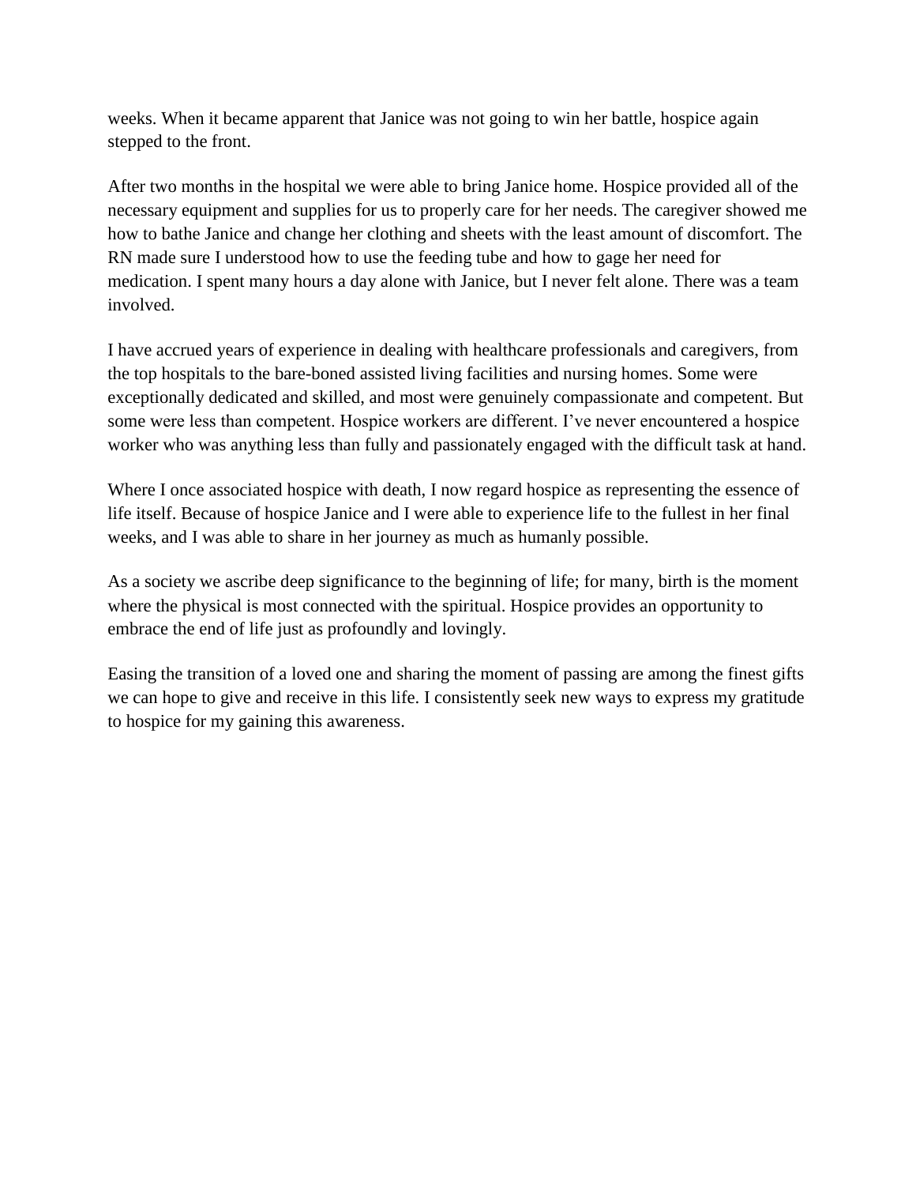weeks. When it became apparent that Janice was not going to win her battle, hospice again stepped to the front.

After two months in the hospital we were able to bring Janice home. Hospice provided all of the necessary equipment and supplies for us to properly care for her needs. The caregiver showed me how to bathe Janice and change her clothing and sheets with the least amount of discomfort. The RN made sure I understood how to use the feeding tube and how to gage her need for medication. I spent many hours a day alone with Janice, but I never felt alone. There was a team involved.

I have accrued years of experience in dealing with healthcare professionals and caregivers, from the top hospitals to the bare-boned assisted living facilities and nursing homes. Some were exceptionally dedicated and skilled, and most were genuinely compassionate and competent. But some were less than competent. Hospice workers are different. I've never encountered a hospice worker who was anything less than fully and passionately engaged with the difficult task at hand.

Where I once associated hospice with death, I now regard hospice as representing the essence of life itself. Because of hospice Janice and I were able to experience life to the fullest in her final weeks, and I was able to share in her journey as much as humanly possible.

As a society we ascribe deep significance to the beginning of life; for many, birth is the moment where the physical is most connected with the spiritual. Hospice provides an opportunity to embrace the end of life just as profoundly and lovingly.

Easing the transition of a loved one and sharing the moment of passing are among the finest gifts we can hope to give and receive in this life. I consistently seek new ways to express my gratitude to hospice for my gaining this awareness.